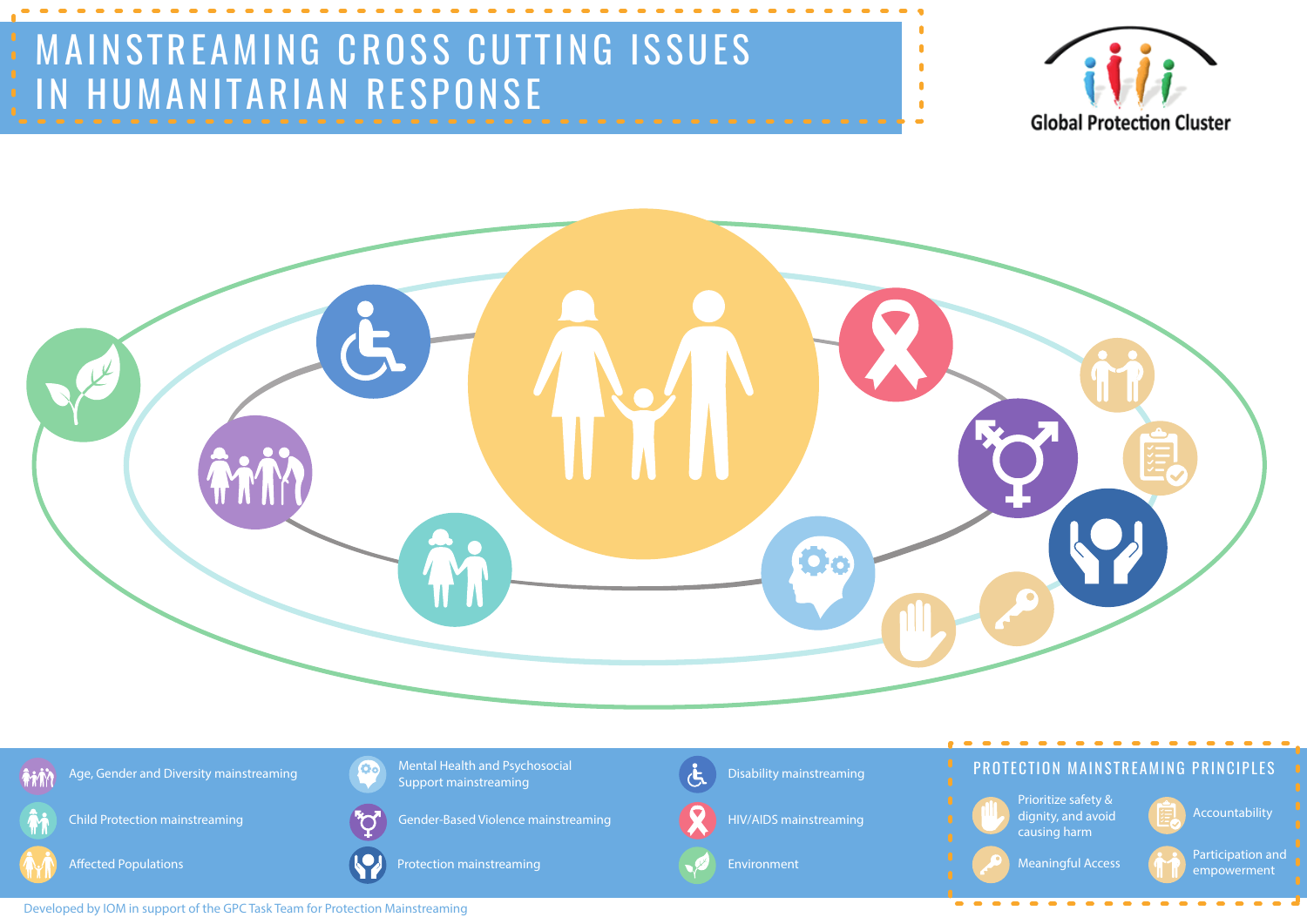# MAINSTREAMING CROSS CUTTING ISSUES IN HUMANITARIAN RESPONSE

Global Protection Cluster

- Age, Gender and Diversity mainstreaming
- Child Protection mainstreaming
- Affected Populations
- Mental Health and Psychosocial Support mainstreaming
- Gender-Based Violence mainstreaming
- Protection mainstreaming
- Disability mainstreaming
- HIV/AIDS mainstreaming
- Environment

## PROTECTION MAINSTREAMING PRINCIPLES

- Prioritize safety & dignity, and avoid causing harm
- Meaningful Access
- Accountability
- Participation and empowerment

Developed by IOM in support of the GPC Task Team for Protection Mainstreaming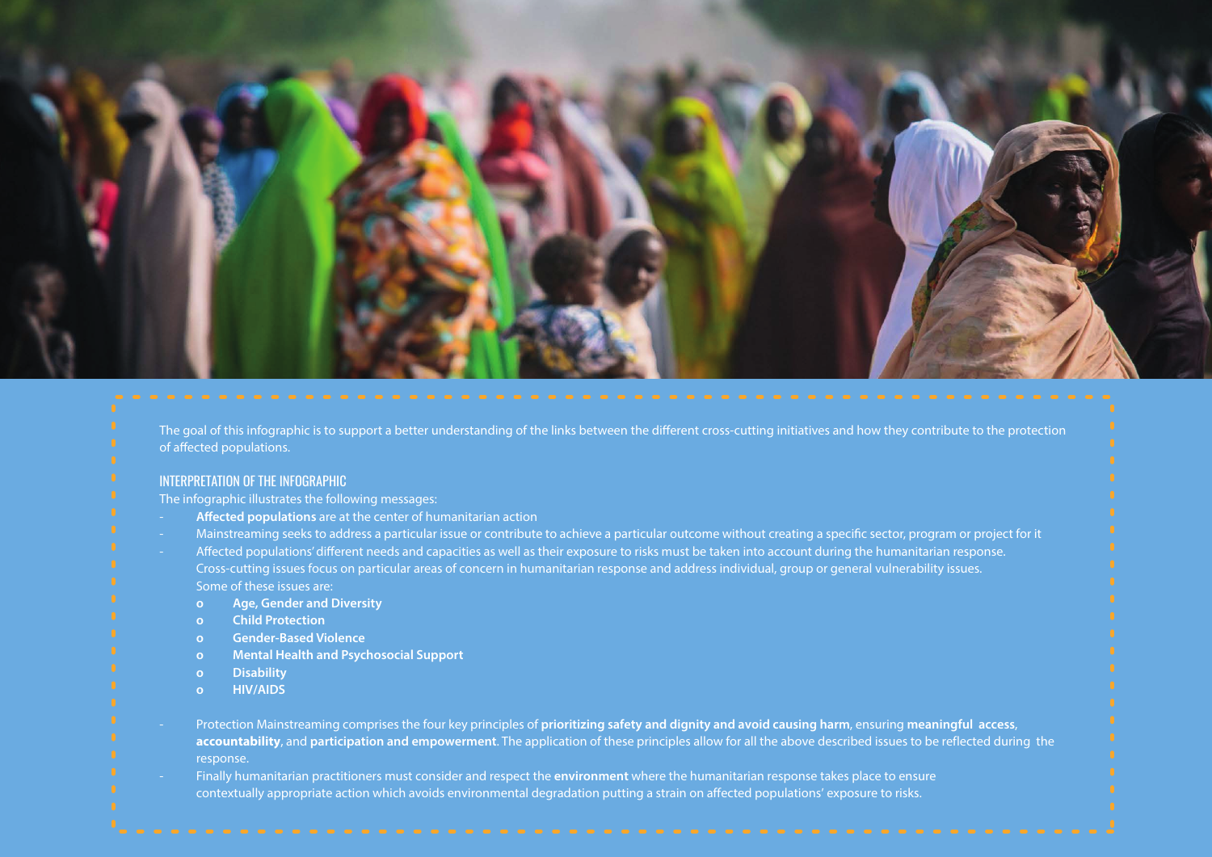The goal of this infographic is to support a better understanding of the links between the different cross-cutting initiatives and how they contribute to the protection of affected populations.

## INTERPRETATION OF THE INFOGRAPHIC

The infographic illustrates the following messages:

- **Affected populations** are at the center of humanitarian action
- Mainstreaming seeks to address a particular issue or contribute to achieve a particular outcome without creating a specific sector, program or project for it
- Affected populations' different needs and capacities as well as their exposure to risks must be taken into account during the humanitarian response. Cross-cutting issues focus on particular areas of concern in humanitarian response and address individual, group or general vulnerability issues. Some of these issues are:
  - **Age, Gender and Diversity**
  - **Child Protection**
  - **Gender-Based Violence**
  - **Mental Health and Psychosocial Support**
  - **Disability**
  - **HIV/AIDS**
- Protection Mainstreaming comprises the four key principles of **prioritizing safety and dignity and avoid causing harm**, ensuring **meaningful access**, **accountability**, and **participation and empowerment**. The application of these principles allow for all the above described issues to be reflected during the response.
- Finally humanitarian practitioners must consider and respect the **environment** where the humanitarian response takes place to ensure contextually appropriate action which avoids environmental degradation putting a strain on affected populations' exposure to risks.